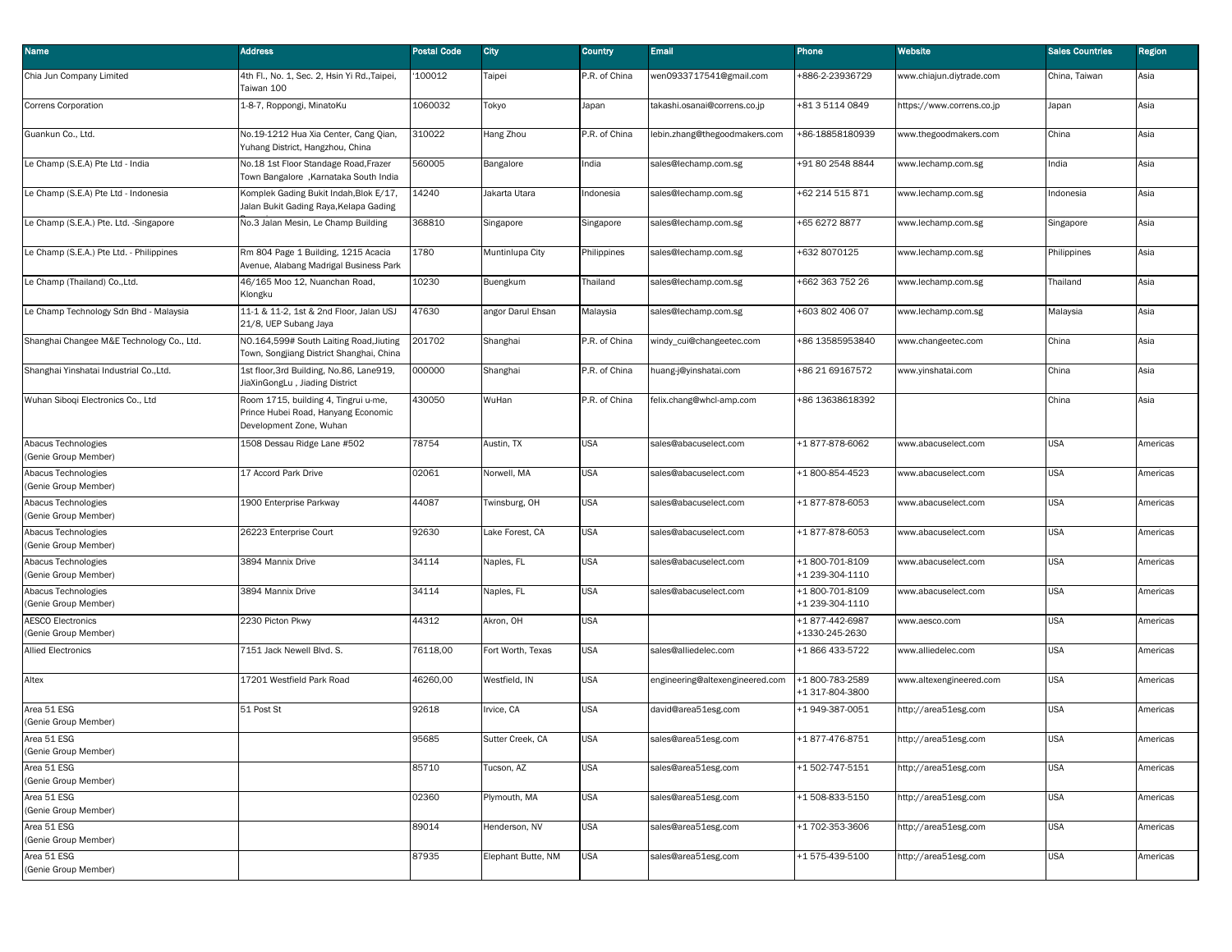| Name | Address | Postal Code | City | Country | Email | Phone | Website | Sales Countries | Region |
|---|---|---|---|---|---|---|---|---|---|
| Chia Jun Company Limited | 4th Fl., No. 1, Sec. 2, Hsin Yi Rd.,Taipei, Taiwan 100 | '100012 | Taipei | P.R. of China | wen0933717541@gmail.com | +886-2-23936729 | www.chiajun.diytrade.com | China, Taiwan | Asia |
| Correns Corporation | 1-8-7, Roppongi, MinatoKu | 1060032 | Tokyo | Japan | takashi.osanai@correns.co.jp | +81 3 5114 0849 | https://www.correns.co.jp | Japan | Asia |
| Guankun Co., Ltd. | No.19-1212 Hua Xia Center, Cang Qian, Yuhang District, Hangzhou, China | 310022 | Hang Zhou | P.R. of China | lebin.zhang@thegoodmakers.com | +86-18858180939 | www.thegoodmakers.com | China | Asia |
| Le Champ (S.E.A) Pte Ltd - India | No.18 1st Floor Standage Road,Frazer Town Bangalore ,Karnataka South India | 560005 | Bangalore | India | sales@lechamp.com.sg | +91 80 2548 8844 | www.lechamp.com.sg | India | Asia |
| Le Champ (S.E.A) Pte Ltd - Indonesia | Komplek Gading Bukit Indah,Blok E/17, Jalan Bukit Gading Raya,Kelapa Gading | 14240 | Jakarta Utara | Indonesia | sales@lechamp.com.sg | +62 214 515 871 | www.lechamp.com.sg | Indonesia | Asia |
| Le Champ (S.E.A.) Pte. Ltd. -Singapore | No.3 Jalan Mesin, Le Champ Building | 368810 | Singapore | Singapore | sales@lechamp.com.sg | +65 6272 8877 | www.lechamp.com.sg | Singapore | Asia |
| Le Champ (S.E.A.) Pte Ltd. - Philippines | Rm 804 Page 1 Building, 1215 Acacia Avenue, Alabang Madrigal Business Park | 1780 | Muntinlupa City | Philippines | sales@lechamp.com.sg | +632 8070125 | www.lechamp.com.sg | Philippines | Asia |
| Le Champ (Thailand) Co.,Ltd. | 46/165 Moo 12, Nuanchan Road, Klongku | 10230 | Buengkum | Thailand | sales@lechamp.com.sg | +662 363 752 26 | www.lechamp.com.sg | Thailand | Asia |
| Le Champ Technology Sdn Bhd - Malaysia | 11-1 & 11-2, 1st & 2nd Floor, Jalan USJ 21/8, UEP Subang Jaya | 47630 | angor Darul Ehsan | Malaysia | sales@lechamp.com.sg | +603 802 406 07 | www.lechamp.com.sg | Malaysia | Asia |
| Shanghai Changee M&E Technology Co., Ltd. | NO.164,599# South Laiting Road,Jiuting Town, Songjiang District Shanghai, China | 201702 | Shanghai | P.R. of China | windy_cui@changeetec.com | +86 13585953840 | www.changeetec.com | China | Asia |
| Shanghai Yinshatai Industrial Co.,Ltd. | 1st floor,3rd Building, No.86, Lane919, JiaXinGongLu , Jiading District | 000000 | Shanghai | P.R. of China | huang-j@yinshatai.com | +86 21 69167572 | www.yinshatai.com | China | Asia |
| Wuhan Siboqi Electronics Co., Ltd | Room 1715, building 4, Tingrui u-me, Prince Hubei Road, Hanyang Economic Development Zone, Wuhan | 430050 | WuHan | P.R. of China | felix.chang@whcl-amp.com | +86 13638618392 | | China | Asia |
| Abacus Technologies (Genie Group Member) | 1508 Dessau Ridge Lane #502 | 78754 | Austin, TX | USA | sales@abacuselect.com | +1 877-878-6062 | www.abacuselect.com | USA | Americas |
| Abacus Technologies (Genie Group Member) | 17 Accord Park Drive | 02061 | Norwell, MA | USA | sales@abacuselect.com | +1 800-854-4523 | www.abacuselect.com | USA | Americas |
| Abacus Technologies (Genie Group Member) | 1900 Enterprise Parkway | 44087 | Twinsburg, OH | USA | sales@abacuselect.com | +1 877-878-6053 | www.abacuselect.com | USA | Americas |
| Abacus Technologies (Genie Group Member) | 26223 Enterprise Court | 92630 | Lake Forest, CA | USA | sales@abacuselect.com | +1 877-878-6053 | www.abacuselect.com | USA | Americas |
| Abacus Technologies (Genie Group Member) | 3894 Mannix Drive | 34114 | Naples, FL | USA | sales@abacuselect.com | +1 800-701-8109 +1 239-304-1110 | www.abacuselect.com | USA | Americas |
| Abacus Technologies (Genie Group Member) | 3894 Mannix Drive | 34114 | Naples, FL | USA | sales@abacuselect.com | +1 800-701-8109 +1 239-304-1110 | www.abacuselect.com | USA | Americas |
| AESCO Electronics (Genie Group Member) | 2230 Picton Pkwy | 44312 | Akron, OH | USA | | +1 877-442-6987 +1330-245-2630 | www.aesco.com | USA | Americas |
| Allied Electronics | 7151 Jack Newell Blvd. S. | 76118,00 | Fort Worth, Texas | USA | sales@alliedelec.com | +1 866 433-5722 | www.alliedelec.com | USA | Americas |
| Altex | 17201 Westfield Park Road | 46260,00 | Westfield, IN | USA | engineering@altexengineered.com | +1 800-783-2589 +1 317-804-3800 | www.altexengineered.com | USA | Americas |
| Area 51 ESG (Genie Group Member) | 51 Post St | 92618 | Irvice, CA | USA | david@area51esg.com | +1 949-387-0051 | http://area51esg.com | USA | Americas |
| Area 51 ESG (Genie Group Member) | | 95685 | Sutter Creek, CA | USA | sales@area51esg.com | +1 877-476-8751 | http://area51esg.com | USA | Americas |
| Area 51 ESG (Genie Group Member) | | 85710 | Tucson, AZ | USA | sales@area51esg.com | +1 502-747-5151 | http://area51esg.com | USA | Americas |
| Area 51 ESG (Genie Group Member) | | 02360 | Plymouth, MA | USA | sales@area51esg.com | +1 508-833-5150 | http://area51esg.com | USA | Americas |
| Area 51 ESG (Genie Group Member) | | 89014 | Henderson, NV | USA | sales@area51esg.com | +1 702-353-3606 | http://area51esg.com | USA | Americas |
| Area 51 ESG (Genie Group Member) | | 87935 | Elephant Butte, NM | USA | sales@area51esg.com | +1 575-439-5100 | http://area51esg.com | USA | Americas |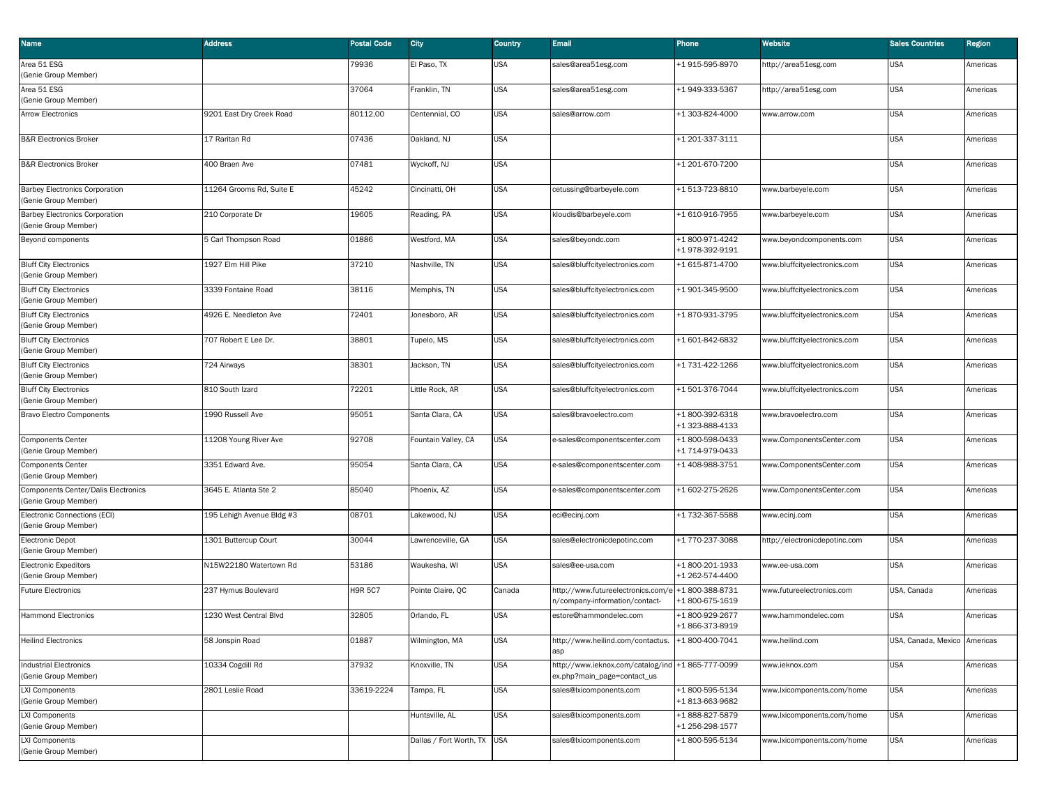| Name | Address | Postal Code | City | Country | Email | Phone | Website | Sales Countries | Region |
|---|---|---|---|---|---|---|---|---|---|
| Area 51 ESG (Genie Group Member) | | 79936 | El Paso, TX | USA | sales@area51esg.com | +1 915-595-8970 | http://area51esg.com | USA | Americas |
| Area 51 ESG (Genie Group Member) | | 37064 | Franklin, TN | USA | sales@area51esg.com | +1 949-333-5367 | http://area51esg.com | USA | Americas |
| Arrow Electronics | 9201 East Dry Creek Road | 80112,00 | Centennial, CO | USA | sales@arrow.com | +1 303-824-4000 | www.arrow.com | USA | Americas |
| B&R Electronics Broker | 17 Raritan Rd | 07436 | Oakland, NJ | USA | | +1 201-337-3111 | | USA | Americas |
| B&R Electronics Broker | 400 Braen Ave | 07481 | Wyckoff, NJ | USA | | +1 201-670-7200 | | USA | Americas |
| Barbey Electronics Corporation (Genie Group Member) | 11264 Grooms Rd, Suite E | 45242 | Cincinatti, OH | USA | cetussing@barbeyele.com | +1 513-723-8810 | www.barbeyele.com | USA | Americas |
| Barbey Electronics Corporation (Genie Group Member) | 210 Corporate Dr | 19605 | Reading, PA | USA | kloudis@barbeyele.com | +1 610-916-7955 | www.barbeyele.com | USA | Americas |
| Beyond components | 5 Carl Thompson Road | 01886 | Westford, MA | USA | sales@beyondc.com | +1 800-971-4242 +1 978-392-9191 | www.beyondcomponents.com | USA | Americas |
| Bluff City Electronics (Genie Group Member) | 1927 Elm Hill Pike | 37210 | Nashville, TN | USA | sales@bluffcityelectronics.com | +1 615-871-4700 | www.bluffcityelectronics.com | USA | Americas |
| Bluff City Electronics (Genie Group Member) | 3339 Fontaine Road | 38116 | Memphis, TN | USA | sales@bluffcityelectronics.com | +1 901-345-9500 | www.bluffcityelectronics.com | USA | Americas |
| Bluff City Electronics (Genie Group Member) | 4926 E. Needleton Ave | 72401 | Jonesboro, AR | USA | sales@bluffcityelectronics.com | +1 870-931-3795 | www.bluffcityelectronics.com | USA | Americas |
| Bluff City Electronics (Genie Group Member) | 707 Robert E Lee Dr. | 38801 | Tupelo, MS | USA | sales@bluffcityelectronics.com | +1 601-842-6832 | www.bluffcityelectronics.com | USA | Americas |
| Bluff City Electronics (Genie Group Member) | 724 Airways | 38301 | Jackson, TN | USA | sales@bluffcityelectronics.com | +1 731-422-1266 | www.bluffcityelectronics.com | USA | Americas |
| Bluff City Electronics (Genie Group Member) | 810 South Izard | 72201 | Little Rock, AR | USA | sales@bluffcityelectronics.com | +1 501-376-7044 | www.bluffcityelectronics.com | USA | Americas |
| Bravo Electro Components | 1990 Russell Ave | 95051 | Santa Clara, CA | USA | sales@bravoelectro.com | +1 800-392-6318 +1 323-888-4133 | www.bravoelectro.com | USA | Americas |
| Components Center (Genie Group Member) | 11208 Young River Ave | 92708 | Fountain Valley, CA | USA | e-sales@componentscenter.com | +1 800-598-0433 +1 714-979-0433 | www.ComponentsCenter.com | USA | Americas |
| Components Center (Genie Group Member) | 3351 Edward Ave. | 95054 | Santa Clara, CA | USA | e-sales@componentscenter.com | +1 408-988-3751 | www.ComponentsCenter.com | USA | Americas |
| Components Center/Dalis Electronics (Genie Group Member) | 3645 E. Atlanta Ste 2 | 85040 | Phoenix, AZ | USA | e-sales@componentscenter.com | +1 602-275-2626 | www.ComponentsCenter.com | USA | Americas |
| Electronic Connections (ECI) (Genie Group Member) | 195 Lehigh Avenue Bldg #3 | 08701 | Lakewood, NJ | USA | eci@ecinj.com | +1 732-367-5588 | www.ecinj.com | USA | Americas |
| Electronic Depot (Genie Group Member) | 1301 Buttercup Court | 30044 | Lawrenceville, GA | USA | sales@electronicdepotinc.com | +1 770-237-3088 | http://electronicdepotinc.com | USA | Americas |
| Electronic Expeditors (Genie Group Member) | N15W22180 Watertown Rd | 53186 | Waukesha, WI | USA | sales@ee-usa.com | +1 800-201-1933 +1 262-574-4400 | www.ee-usa.com | USA | Americas |
| Future Electronics | 237 Hymus Boulevard | H9R 5C7 | Pointe Claire, QC | Canada | http://www.futureelectronics.com/en/company-information/contact- | +1 800-388-8731 +1 800-675-1619 | www.futureelectronics.com | USA, Canada | Americas |
| Hammond Electronics | 1230 West Central Blvd | 32805 | Orlando, FL | USA | estore@hammondelec.com | +1 800-929-2677 +1 866-373-8919 | www.hammondelec.com | USA | Americas |
| Heilind Electronics | 58 Jonspin Road | 01887 | Wilmington, MA | USA | http://www.heilind.com/contactus.asp | +1 800-400-7041 | www.heilind.com | USA, Canada, Mexico | Americas |
| Industrial Electronics (Genie Group Member) | 10334 Cogdill Rd | 37932 | Knoxville, TN | USA | http://www.ieknox.com/catalog/index.php?main_page=contact_us | +1 865-777-0099 | www.ieknox.com | USA | Americas |
| LXI Components (Genie Group Member) | 2801 Leslie Road | 33619-2224 | Tampa, FL | USA | sales@lxicomponents.com | +1 800-595-5134 +1 813-663-9682 | www.lxicomponents.com/home | USA | Americas |
| LXI Components (Genie Group Member) | | | Huntsville, AL | USA | sales@lxicomponents.com | +1 888-827-5879 +1 256-298-1577 | www.lxicomponents.com/home | USA | Americas |
| LXI Components (Genie Group Member) | | | Dallas / Fort Worth, TX | USA | sales@lxicomponents.com | +1 800-595-5134 | www.lxicomponents.com/home | USA | Americas |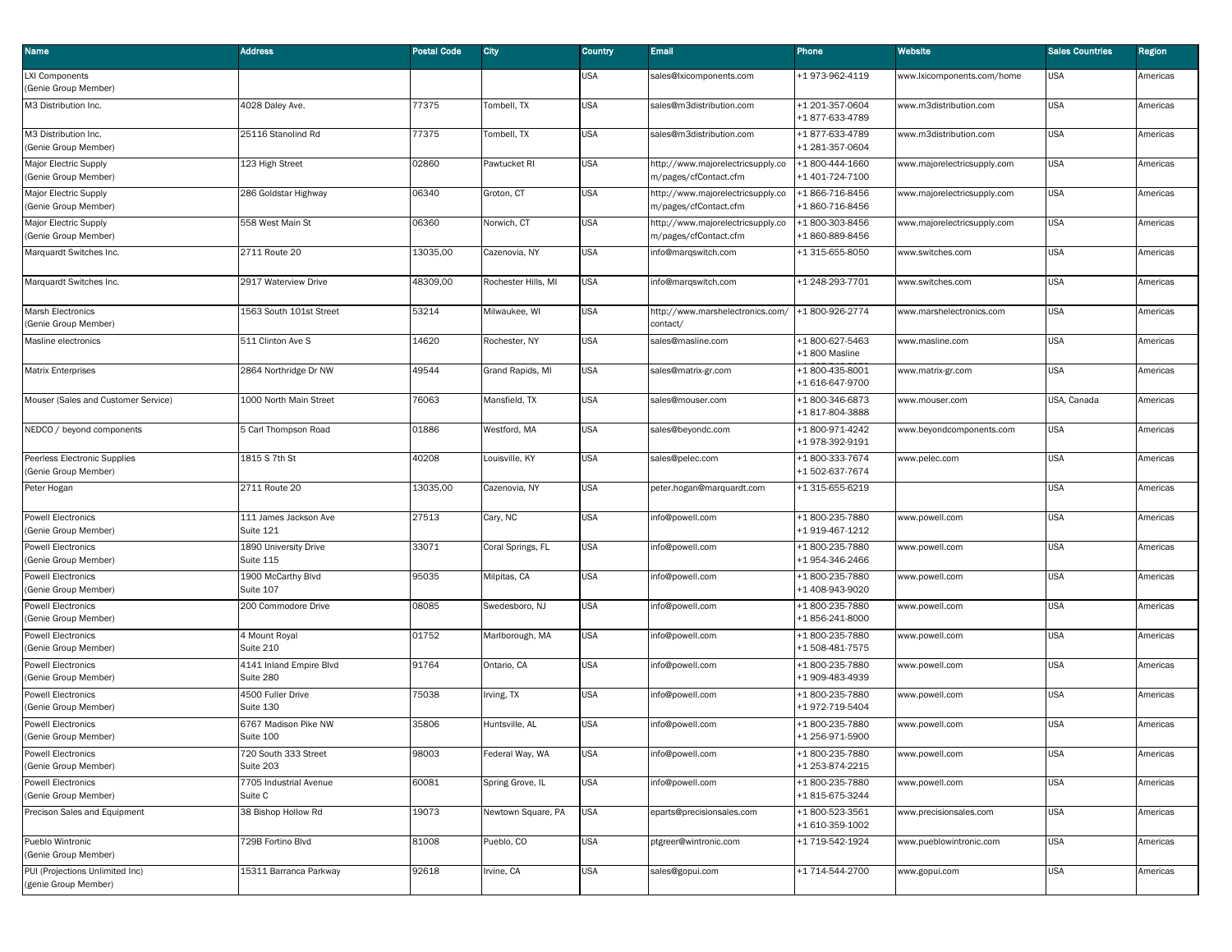| Name | Address | Postal Code | City | Country | Email | Phone | Website | Sales Countries | Region |
|---|---|---|---|---|---|---|---|---|---|
| LXI Components (Genie Group Member) | | | | USA | sales@lxicomponents.com | +1 973-962-4119 | www.lxicomponents.com/home | USA | Americas |
| M3 Distribution Inc. | 4028 Daley Ave. | 77375 | Tombell, TX | USA | sales@m3distribution.com | +1 201-357-0604 +1 877-633-4789 | www.m3distribution.com | USA | Americas |
| M3 Distribution Inc. (Genie Group Member) | 25116 Stanolind Rd | 77375 | Tombell, TX | USA | sales@m3distribution.com | +1 877-633-4789 +1 281-357-0604 | www.m3distribution.com | USA | Americas |
| Major Electric Supply (Genie Group Member) | 123 High Street | 02860 | Pawtucket RI | USA | http://www.majorelectricsupply.com/pages/cfContact.cfm | +1 800-444-1660 +1 401-724-7100 | www.majorelectricsupply.com | USA | Americas |
| Major Electric Supply (Genie Group Member) | 286 Goldstar Highway | 06340 | Groton, CT | USA | http://www.majorelectricsupply.com/pages/cfContact.cfm | +1 866-716-8456 +1 860-716-8456 | www.majorelectricsupply.com | USA | Americas |
| Major Electric Supply (Genie Group Member) | 558 West Main St | 06360 | Norwich, CT | USA | http://www.majorelectricsupply.com/pages/cfContact.cfm | +1 800-303-8456 +1 860-889-8456 | www.majorelectricsupply.com | USA | Americas |
| Marquardt Switches Inc. | 2711 Route 20 | 13035,00 | Cazenovia, NY | USA | info@marqswitch.com | +1 315-655-8050 | www.switches.com | USA | Americas |
| Marquardt Switches Inc. | 2917 Waterview Drive | 48309,00 | Rochester Hills, MI | USA | info@marqswitch.com | +1 248-293-7701 | www.switches.com | USA | Americas |
| Marsh Electronics (Genie Group Member) | 1563 South 101st Street | 53214 | Milwaukee, WI | USA | http://www.marshelectronics.com/contact/ | +1 800-926-2774 | www.marshelectronics.com | USA | Americas |
| Masline electronics | 511 Clinton Ave S | 14620 | Rochester, NY | USA | sales@masline.com | +1 800-627-5463 +1 800 Masline | www.masline.com | USA | Americas |
| Matrix Enterprises | 2864 Northridge Dr NW | 49544 | Grand Rapids, MI | USA | sales@matrix-gr.com | +1 800-435-8001 +1 616-647-9700 | www.matrix-gr.com | USA | Americas |
| Mouser (Sales and Customer Service) | 1000 North Main Street | 76063 | Mansfield, TX | USA | sales@mouser.com | +1 800-346-6873 +1 817-804-3888 | www.mouser.com | USA, Canada | Americas |
| NEDCO / beyond components | 5 Carl Thompson Road | 01886 | Westford, MA | USA | sales@beyondc.com | +1 800-971-4242 +1 978-392-9191 | www.beyondcomponents.com | USA | Americas |
| Peerless Electronic Supplies (Genie Group Member) | 1815 S 7th St | 40208 | Louisville, KY | USA | sales@pelec.com | +1 800-333-7674 +1 502-637-7674 | www.pelec.com | USA | Americas |
| Peter Hogan | 2711 Route 20 | 13035,00 | Cazenovia, NY | USA | peter.hogan@marquardt.com | +1 315-655-6219 | | USA | Americas |
| Powell Electronics (Genie Group Member) | 111 James Jackson Ave Suite 121 | 27513 | Cary, NC | USA | info@powell.com | +1 800-235-7880 +1 919-467-1212 | www.powell.com | USA | Americas |
| Powell Electronics (Genie Group Member) | 1890 University Drive Suite 115 | 33071 | Coral Springs, FL | USA | info@powell.com | +1 800-235-7880 +1 954-346-2466 | www.powell.com | USA | Americas |
| Powell Electronics (Genie Group Member) | 1900 McCarthy Blvd Suite 107 | 95035 | Milpitas, CA | USA | info@powell.com | +1 800-235-7880 +1 408-943-9020 | www.powell.com | USA | Americas |
| Powell Electronics (Genie Group Member) | 200 Commodore Drive | 08085 | Swedesboro, NJ | USA | info@powell.com | +1 800-235-7880 +1 856-241-8000 | www.powell.com | USA | Americas |
| Powell Electronics (Genie Group Member) | 4 Mount Royal Suite 210 | 01752 | Marlborough, MA | USA | info@powell.com | +1 800-235-7880 +1 508-481-7575 | www.powell.com | USA | Americas |
| Powell Electronics (Genie Group Member) | 4141 Inland Empire Blvd Suite 280 | 91764 | Ontario, CA | USA | info@powell.com | +1 800-235-7880 +1 909-483-4939 | www.powell.com | USA | Americas |
| Powell Electronics (Genie Group Member) | 4500 Fuller Drive Suite 130 | 75038 | Irving, TX | USA | info@powell.com | +1 800-235-7880 +1 972-719-5404 | www.powell.com | USA | Americas |
| Powell Electronics (Genie Group Member) | 6767 Madison Pike NW Suite 100 | 35806 | Huntsville, AL | USA | info@powell.com | +1 800-235-7880 +1 256-971-5900 | www.powell.com | USA | Americas |
| Powell Electronics (Genie Group Member) | 720 South 333 Street Suite 203 | 98003 | Federal Way, WA | USA | info@powell.com | +1 800-235-7880 +1 253-874-2215 | www.powell.com | USA | Americas |
| Powell Electronics (Genie Group Member) | 7705 Industrial Avenue Suite C | 60081 | Spring Grove, IL | USA | info@powell.com | +1 800-235-7880 +1 815-675-3244 | www.powell.com | USA | Americas |
| Precison Sales and Equipment | 38 Bishop Hollow Rd | 19073 | Newtown Square, PA | USA | eparts@precisionsales.com | +1 800-523-3561 +1 610-359-1002 | www.precisionsales.com | USA | Americas |
| Pueblo Wintronic (Genie Group Member) | 729B Fortino Blvd | 81008 | Pueblo, CO | USA | ptgreer@wintronic.com | +1 719-542-1924 | www.pueblowintronic.com | USA | Americas |
| PUI (Projections Unlimited Inc) (genie Group Member) | 15311 Barranca Parkway | 92618 | Irvine, CA | USA | sales@gopui.com | +1 714-544-2700 | www.gopui.com | USA | Americas |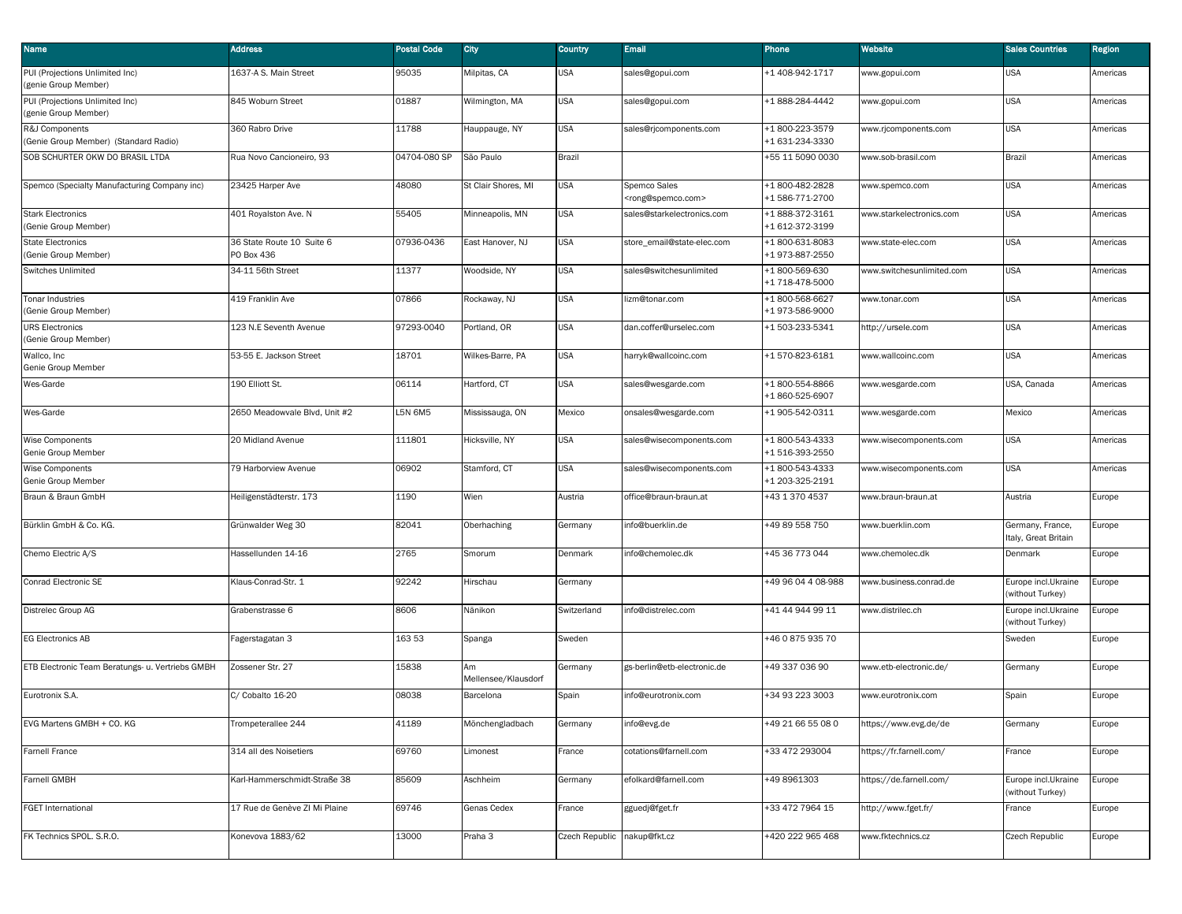| Name | Address | Postal Code | City | Country | Email | Phone | Website | Sales Countries | Region |
|---|---|---|---|---|---|---|---|---|---|
| PUI (Projections Unlimited Inc) (genie Group Member) | 1637-A S. Main Street | 95035 | Milpitas, CA | USA | sales@gopui.com | +1 408-942-1717 | www.gopui.com | USA | Americas |
| PUI (Projections Unlimited Inc) (genie Group Member) | 845 Woburn Street | 01887 | Wilmington, MA | USA | sales@gopui.com | +1 888-284-4442 | www.gopui.com | USA | Americas |
| R&J Components (Genie Group Member) (Standard Radio) | 360 Rabro Drive | 11788 | Hauppauge, NY | USA | sales@rjcomponents.com | +1 800-223-3579 +1 631-234-3330 | www.rjcomponents.com | USA | Americas |
| SOB SCHURTER OKW DO BRASIL LTDA | Rua Novo Cancioneiro, 93 | 04704-080 SP | São Paulo | Brazil | | +55 11 5090 0030 | www.sob-brasil.com | Brazil | Americas |
| Spemco (Specialty Manufacturing Company inc) | 23425 Harper Ave | 48080 | St Clair Shores, MI | USA | Spemco Sales <rong@spemco.com> | +1 800-482-2828 +1 586-771-2700 | www.spemco.com | USA | Americas |
| Stark Electronics (Genie Group Member) | 401 Royalston Ave. N | 55405 | Minneapolis, MN | USA | sales@starkelectronics.com | +1 888-372-3161 +1 612-372-3199 | www.starkelectronics.com | USA | Americas |
| State Electronics (Genie Group Member) | 36 State Route 10 Suite 6 PO Box 436 | 07936-0436 | East Hanover, NJ | USA | store_email@state-elec.com | +1 800-631-8083 +1 973-887-2550 | www.state-elec.com | USA | Americas |
| Switches Unlimited | 34-11 56th Street | 11377 | Woodside, NY | USA | sales@switchesunlimited | +1 800-569-630 +1 718-478-5000 | www.switchesunlimited.com | USA | Americas |
| Tonar Industries (Genie Group Member) | 419 Franklin Ave | 07866 | Rockaway, NJ | USA | lizm@tonar.com | +1 800-568-6627 +1 973-586-9000 | www.tonar.com | USA | Americas |
| URS Electronics (Genie Group Member) | 123 N.E Seventh Avenue | 97293-0040 | Portland, OR | USA | dan.coffer@urselec.com | +1 503-233-5341 | http://ursele.com | USA | Americas |
| Wallco, Inc Genie Group Member | 53-55 E. Jackson Street | 18701 | Wilkes-Barre, PA | USA | harryk@wallcoinc.com | +1 570-823-6181 | www.wallcoinc.com | USA | Americas |
| Wes-Garde | 190 Elliott St. | 06114 | Hartford, CT | USA | sales@wesgarde.com | +1 800-554-8866 +1 860-525-6907 | www.wesgarde.com | USA, Canada | Americas |
| Wes-Garde | 2650 Meadowvale Blvd, Unit #2 | L5N 6M5 | Mississauga, ON | Mexico | onsales@wesgarde.com | +1 905-542-0311 | www.wesgarde.com | Mexico | Americas |
| Wise Components Genie Group Member | 20 Midland Avenue | 111801 | Hicksville, NY | USA | sales@wisecomponents.com | +1 800-543-4333 +1 516-393-2550 | www.wisecomponents.com | USA | Americas |
| Wise Components Genie Group Member | 79 Harborview Avenue | 06902 | Stamford, CT | USA | sales@wisecomponents.com | +1 800-543-4333 +1 203-325-2191 | www.wisecomponents.com | USA | Americas |
| Braun & Braun GmbH | Heiligenstädterstr. 173 | 1190 | Wien | Austria | office@braun-braun.at | +43 1 370 4537 | www.braun-braun.at | Austria | Europe |
| Bürklin GmbH & Co. KG. | Grünwalder Weg 30 | 82041 | Oberhaching | Germany | info@buerklin.de | +49 89 558 750 | www.buerklin.com | Germany, France, Italy, Great Britain | Europe |
| Chemo Electric A/S | Hassellunden 14-16 | 2765 | Smorum | Denmark | info@chemolec.dk | +45 36 773 044 | www.chemolec.dk | Denmark | Europe |
| Conrad Electronic SE | Klaus-Conrad-Str. 1 | 92242 | Hirschau | Germany | | +49 96 04 4 08-988 | www.business.conrad.de | Europe incl.Ukraine (without Turkey) | Europe |
| Distrelec Group AG | Grabenstrasse 6 | 8606 | Nänikon | Switzerland | info@distrelec.com | +41 44 944 99 11 | www.distrilec.ch | Europe incl.Ukraine (without Turkey) | Europe |
| EG Electronics AB | Fagerstagatan 3 | 163 53 | Spanga | Sweden | | +46 0 875 935 70 | | Sweden | Europe |
| ETB Electronic Team Beratungs- u. Vertriebs GMBH | Zossener Str. 27 | 15838 | Am Mellensee/Klausdorf | Germany | gs-berlin@etb-electronic.de | +49 337 036 90 | www.etb-electronic.de/ | Germany | Europe |
| Eurotronix S.A. | C/ Cobalto 16-20 | 08038 | Barcelona | Spain | info@eurotronix.com | +34 93 223 3003 | www.eurotronix.com | Spain | Europe |
| EVG Martens GMBH + CO. KG | Trompeterallee 244 | 41189 | Mönchengladbach | Germany | info@evg.de | +49 21 66 55 08 0 | https://www.evg.de/de | Germany | Europe |
| Farnell France | 314 all des Noisetiers | 69760 | Limonest | France | cotations@farnell.com | +33 472 293004 | https://fr.farnell.com/ | France | Europe |
| Farnell GMBH | Karl-Hammerschmidt-Straße 38 | 85609 | Aschheim | Germany | efolkard@farnell.com | +49 8961303 | https://de.farnell.com/ | Europe incl.Ukraine (without Turkey) | Europe |
| FGET International | 17 Rue de Genève ZI Mi Plaine | 69746 | Genas Cedex | France | gguedj@fget.fr | +33 472 7964 15 | http://www.fget.fr/ | France | Europe |
| FK Technics SPOL. S.R.O. | Konevova 1883/62 | 13000 | Praha 3 | Czech Republic | nakup@fkt.cz | +420 222 965 468 | www.fktechnics.cz | Czech Republic | Europe |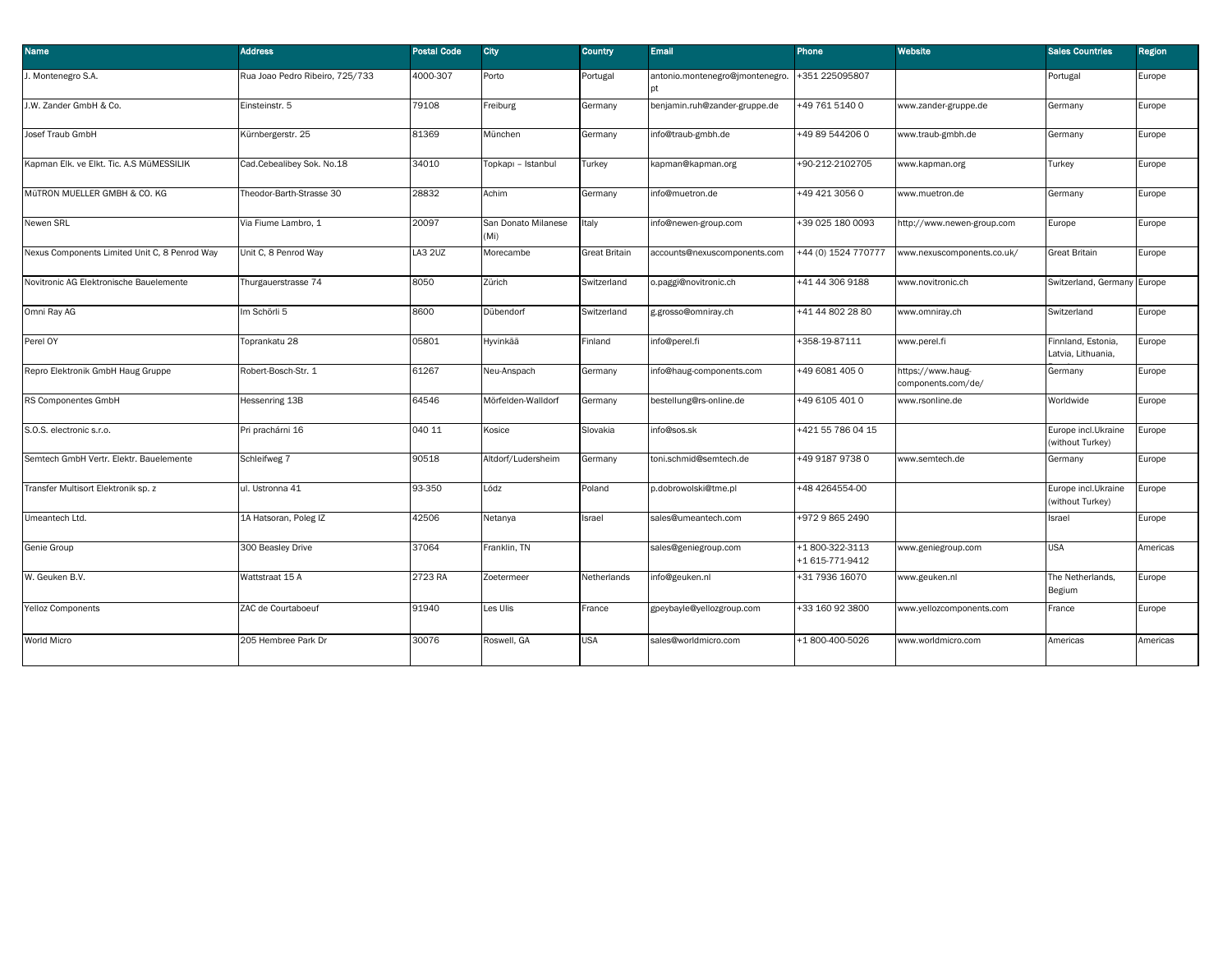| Name | Address | Postal Code | City | Country | Email | Phone | Website | Sales Countries | Region |
|---|---|---|---|---|---|---|---|---|---|
| J. Montenegro S.A. | Rua Joao Pedro Ribeiro, 725/733 | 4000-307 | Porto | Portugal | antonio.montenegro@jmontenegro.pt | +351 225095807 | | Portugal | Europe |
| J.W. Zander GmbH & Co. | Einsteinstr. 5 | 79108 | Freiburg | Germany | benjamin.ruh@zander-gruppe.de | +49 761 5140 0 | www.zander-gruppe.de | Germany | Europe |
| Josef Traub GmbH | Kürnbergerstr. 25 | 81369 | München | Germany | info@traub-gmbh.de | +49 89 544206 0 | www.traub-gmbh.de | Germany | Europe |
| Kapman Elk. ve Elkt. Tic. A.S MüMESSILIK | Cad.Cebealibey Sok. No.18 | 34010 | Topkapı – Istanbul | Turkey | kapman@kapman.org | +90-212-2102705 | www.kapman.org | Turkey | Europe |
| MüTRON MUELLER GMBH & CO. KG | Theodor-Barth-Strasse 30 | 28832 | Achim | Germany | info@muetron.de | +49 421 3056 0 | www.muetron.de | Germany | Europe |
| Newen SRL | Via Fiume Lambro, 1 | 20097 | San Donato Milanese (Mi) | Italy | info@newen-group.com | +39 025 180 0093 | http://www.newen-group.com | Europe | Europe |
| Nexus Components Limited Unit C, 8 Penrod Way | Unit C, 8 Penrod Way | LA3 2UZ | Morecambe | Great Britain | accounts@nexuscomponents.com | +44 (0) 1524 770777 | www.nexuscomponents.co.uk/ | Great Britain | Europe |
| Novitronic AG Elektronische Bauelemente | Thurgauerstrasse 74 | 8050 | Zürich | Switzerland | o.paggi@novitronic.ch | +41 44 306 9188 | www.novitronic.ch | Switzerland, Germany | Europe |
| Omni Ray AG | Im Schörli 5 | 8600 | Dübendorf | Switzerland | g.grosso@omniray.ch | +41 44 802 28 80 | www.omniray.ch | Switzerland | Europe |
| Perel OY | Toprankatu 28 | 05801 | Hyvinkää | Finland | info@perel.fi | +358-19-87111 | www.perel.fi | Finnland, Estonia, Latvia, Lithuania, | Europe |
| Repro Elektronik GmbH Haug Gruppe | Robert-Bosch-Str. 1 | 61267 | Neu-Anspach | Germany | info@haug-components.com | +49 6081 405 0 | https://www.haug-components.com/de/ | Germany | Europe |
| RS Componentes GmbH | Hessenring 13B | 64546 | Mörfelden-Walldorf | Germany | bestellung@rs-online.de | +49 6105 401 0 | www.rsonline.de | Worldwide | Europe |
| S.O.S. electronic s.r.o. | Pri prachárni 16 | 040 11 | Kosice | Slovakia | info@sos.sk | +421 55 786 04 15 | | Europe incl.Ukraine (without Turkey) | Europe |
| Semtech GmbH Vertr. Elektr. Bauelemente | Schleifweg 7 | 90518 | Altdorf/Ludersheim | Germany | toni.schmid@semtech.de | +49 9187 9738 0 | www.semtech.de | Germany | Europe |
| Transfer Multisort Elektronik sp. z | ul. Ustronna 41 | 93-350 | Lódz | Poland | p.dobrowolski@tme.pl | +48 4264554-00 | | Europe incl.Ukraine (without Turkey) | Europe |
| Umeantech Ltd. | 1A Hatsoran, Poleg IZ | 42506 | Netanya | Israel | sales@umeantech.com | +972 9 865 2490 | | Israel | Europe |
| Genie Group | 300 Beasley Drive | 37064 | Franklin, TN | | sales@geniegroup.com | +1 800-322-3113 +1 615-771-9412 | www.geniegroup.com | USA | Americas |
| W. Geuken B.V. | Wattstraat 15 A | 2723 RA | Zoetermeer | Netherlands | info@geuken.nl | +31 7936 16070 | www.geuken.nl | The Netherlands, Begium | Europe |
| Yelloz Components | ZAC de Courtaboeuf | 91940 | Les Ulis | France | gpeybayle@yellozgroup.com | +33 160 92 3800 | www.yellozcomponents.com | France | Europe |
| World Micro | 205 Hembree Park Dr | 30076 | Roswell, GA | USA | sales@worldmicro.com | +1 800-400-5026 | www.worldmicro.com | Americas | Americas |